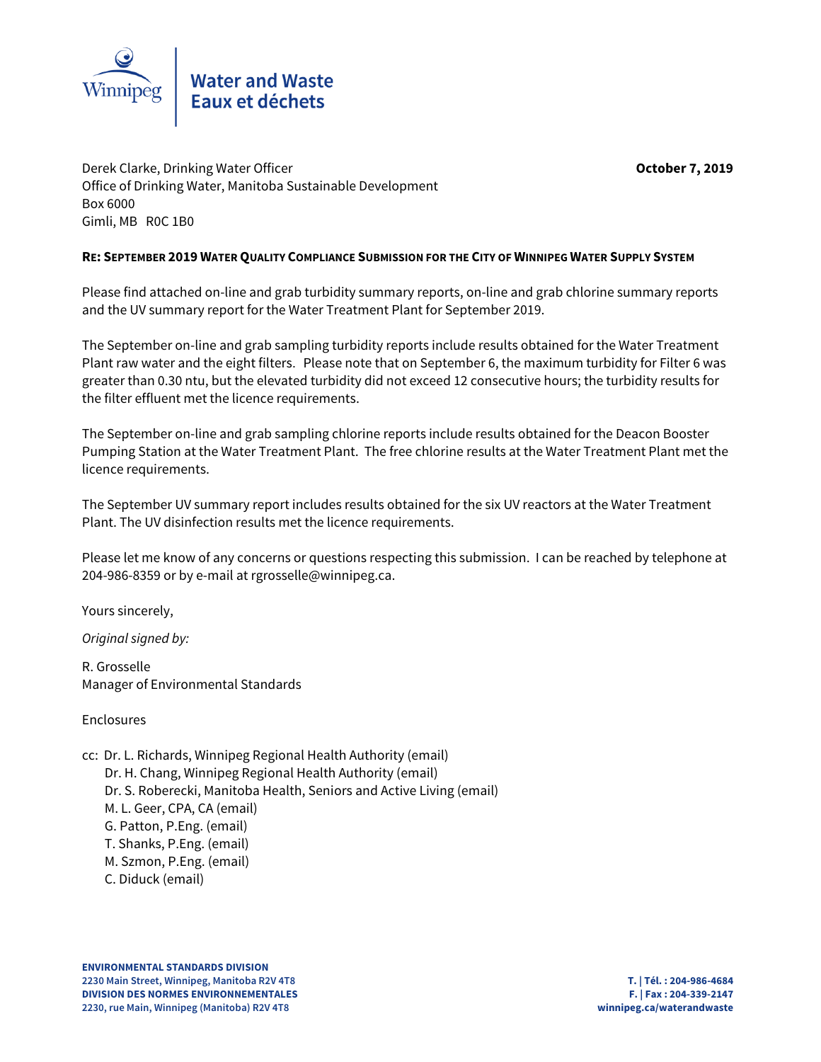Winnipeg | Water and Waste
Eaux et déchets

Derek Clarke, Drinking Water Officer
Office of Drinking Water, Manitoba Sustainable Development
Box 6000
Gimli, MB R0C 1B0

**October 7, 2019**

**RE: SEPTEMBER 2019 WATER QUALITY COMPLIANCE SUBMISSION FOR THE CITY OF WINNIPEG WATER SUPPLY SYSTEM**

Please find attached on-line and grab turbidity summary reports, on-line and grab chlorine summary reports and the UV summary report for the Water Treatment Plant for September 2019.

The September on-line and grab sampling turbidity reports include results obtained for the Water Treatment Plant raw water and the eight filters. Please note that on September 6, the maximum turbidity for Filter 6 was greater than 0.30 ntu, but the elevated turbidity did not exceed 12 consecutive hours; the turbidity results for the filter effluent met the licence requirements.

The September on-line and grab sampling chlorine reports include results obtained for the Deacon Booster Pumping Station at the Water Treatment Plant. The free chlorine results at the Water Treatment Plant met the licence requirements.

The September UV summary report includes results obtained for the six UV reactors at the Water Treatment Plant. The UV disinfection results met the licence requirements.

Please let me know of any concerns or questions respecting this submission. I can be reached by telephone at 204-986-8359 or by e-mail at rgrosselle@winnipeg.ca.

Yours sincerely,

*Original signed by:*

R. Grosselle
Manager of Environmental Standards

Enclosures

cc: Dr. L. Richards, Winnipeg Regional Health Authority (email)
Dr. H. Chang, Winnipeg Regional Health Authority (email)
Dr. S. Roberecki, Manitoba Health, Seniors and Active Living (email)
M. L. Geer, CPA, CA (email)
G. Patton, P.Eng. (email)
T. Shanks, P.Eng. (email)
M. Szmon, P.Eng. (email)
C. Diduck (email)

**ENVIRONMENTAL STANDARDS DIVISION**
**2230 Main Street, Winnipeg, Manitoba R2V 4T8**
**DIVISION DES NORMES ENVIRONNEMENTALES**
**2230, rue Main, Winnipeg (Manitoba) R2V 4T8**

**T. | Tél. : 204-986-4684**
**F. | Fax : 204-339-2147**
**winnipeg.ca/waterandwaste**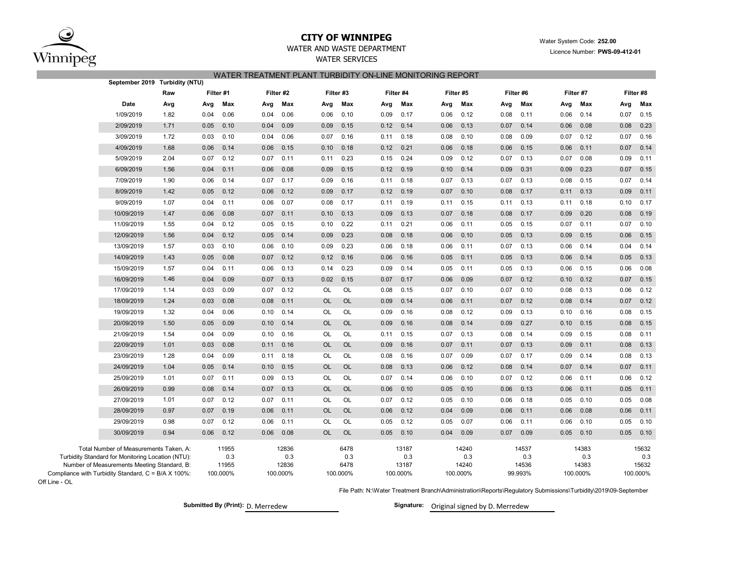# CITY OF WINNIPEG

WATER AND WASTE DEPARTMENT

WATER SERVICES

Water System Code: **252.00**

Licence Number: **PWS-09-412-01**

## WATER TREATMENT PLANT TURBIDITY ON-LINE MONITORING REPORT

**September 2019 Turbidity (NTU)**

| | Raw | Filter #1 | | Filter #2 | | Filter #3 | | Filter #4 | | Filter #5 | | Filter #6 | | Filter #7 | | Filter #8 | |
|---|---|---|---|---|---|---|---|---|---|---|---|---|---|---|---|---|---|
| **Date** | **Avg** | **Avg** | **Max** | **Avg** | **Max** | **Avg** | **Max** | **Avg** | **Max** | **Avg** | **Max** | **Avg** | **Max** | **Avg** | **Max** | **Avg** | **Max** |
| 1/09/2019 | 1.82 | 0.04 | 0.06 | 0.04 | 0.06 | 0.06 | 0.10 | 0.09 | 0.17 | 0.06 | 0.12 | 0.08 | 0.11 | 0.06 | 0.14 | 0.07 | 0.15 |
| 2/09/2019 | 1.71 | 0.05 | 0.10 | 0.04 | 0.09 | 0.09 | 0.15 | 0.12 | 0.14 | 0.06 | 0.13 | 0.07 | 0.14 | 0.06 | 0.08 | 0.08 | 0.23 |
| 3/09/2019 | 1.72 | 0.03 | 0.10 | 0.04 | 0.06 | 0.07 | 0.16 | 0.11 | 0.18 | 0.08 | 0.10 | 0.08 | 0.09 | 0.07 | 0.12 | 0.07 | 0.16 |
| 4/09/2019 | 1.68 | 0.06 | 0.14 | 0.06 | 0.15 | 0.10 | 0.18 | 0.12 | 0.21 | 0.06 | 0.18 | 0.06 | 0.15 | 0.06 | 0.11 | 0.07 | 0.14 |
| 5/09/2019 | 2.04 | 0.07 | 0.12 | 0.07 | 0.11 | 0.11 | 0.23 | 0.15 | 0.24 | 0.09 | 0.12 | 0.07 | 0.13 | 0.07 | 0.08 | 0.09 | 0.11 |
| 6/09/2019 | 1.56 | 0.04 | 0.11 | 0.06 | 0.08 | 0.09 | 0.15 | 0.12 | 0.19 | 0.10 | 0.14 | 0.09 | 0.31 | 0.09 | 0.23 | 0.07 | 0.15 |
| 7/09/2019 | 1.90 | 0.06 | 0.14 | 0.07 | 0.17 | 0.09 | 0.16 | 0.11 | 0.18 | 0.07 | 0.13 | 0.07 | 0.13 | 0.08 | 0.15 | 0.07 | 0.14 |
| 8/09/2019 | 1.42 | 0.05 | 0.12 | 0.06 | 0.12 | 0.09 | 0.17 | 0.12 | 0.19 | 0.07 | 0.10 | 0.08 | 0.17 | 0.11 | 0.13 | 0.09 | 0.11 |
| 9/09/2019 | 1.07 | 0.04 | 0.11 | 0.06 | 0.07 | 0.08 | 0.17 | 0.11 | 0.19 | 0.11 | 0.15 | 0.11 | 0.13 | 0.11 | 0.18 | 0.10 | 0.17 |
| 10/09/2019 | 1.47 | 0.06 | 0.08 | 0.07 | 0.11 | 0.10 | 0.13 | 0.09 | 0.13 | 0.07 | 0.18 | 0.08 | 0.17 | 0.09 | 0.20 | 0.08 | 0.19 |
| 11/09/2019 | 1.55 | 0.04 | 0.12 | 0.05 | 0.15 | 0.10 | 0.22 | 0.11 | 0.21 | 0.06 | 0.11 | 0.05 | 0.15 | 0.07 | 0.11 | 0.07 | 0.10 |
| 12/09/2019 | 1.56 | 0.04 | 0.12 | 0.05 | 0.14 | 0.09 | 0.23 | 0.08 | 0.18 | 0.06 | 0.10 | 0.05 | 0.13 | 0.09 | 0.15 | 0.06 | 0.15 |
| 13/09/2019 | 1.57 | 0.03 | 0.10 | 0.06 | 0.10 | 0.09 | 0.23 | 0.06 | 0.18 | 0.06 | 0.11 | 0.07 | 0.13 | 0.06 | 0.14 | 0.04 | 0.14 |
| 14/09/2019 | 1.43 | 0.05 | 0.08 | 0.07 | 0.12 | 0.12 | 0.16 | 0.06 | 0.16 | 0.05 | 0.11 | 0.05 | 0.13 | 0.06 | 0.14 | 0.05 | 0.13 |
| 15/09/2019 | 1.57 | 0.04 | 0.11 | 0.06 | 0.13 | 0.14 | 0.23 | 0.09 | 0.14 | 0.05 | 0.11 | 0.05 | 0.13 | 0.06 | 0.15 | 0.06 | 0.08 |
| 16/09/2019 | 1.46 | 0.04 | 0.09 | 0.07 | 0.13 | 0.02 | 0.15 | 0.07 | 0.17 | 0.06 | 0.09 | 0.07 | 0.12 | 0.10 | 0.12 | 0.07 | 0.15 |
| 17/09/2019 | 1.14 | 0.03 | 0.09 | 0.07 | 0.12 | OL | OL | 0.08 | 0.15 | 0.07 | 0.10 | 0.07 | 0.10 | 0.08 | 0.13 | 0.06 | 0.12 |
| 18/09/2019 | 1.24 | 0.03 | 0.08 | 0.08 | 0.11 | OL | OL | 0.09 | 0.14 | 0.06 | 0.11 | 0.07 | 0.12 | 0.08 | 0.14 | 0.07 | 0.12 |
| 19/09/2019 | 1.32 | 0.04 | 0.06 | 0.10 | 0.14 | OL | OL | 0.09 | 0.16 | 0.08 | 0.12 | 0.09 | 0.13 | 0.10 | 0.16 | 0.08 | 0.15 |
| 20/09/2019 | 1.50 | 0.05 | 0.09 | 0.10 | 0.14 | OL | OL | 0.09 | 0.16 | 0.08 | 0.14 | 0.09 | 0.27 | 0.10 | 0.15 | 0.08 | 0.15 |
| 21/09/2019 | 1.54 | 0.04 | 0.09 | 0.10 | 0.16 | OL | OL | 0.11 | 0.15 | 0.07 | 0.13 | 0.08 | 0.14 | 0.09 | 0.15 | 0.08 | 0.11 |
| 22/09/2019 | 1.01 | 0.03 | 0.08 | 0.11 | 0.16 | OL | OL | 0.09 | 0.16 | 0.07 | 0.11 | 0.07 | 0.13 | 0.09 | 0.11 | 0.08 | 0.13 |
| 23/09/2019 | 1.28 | 0.04 | 0.09 | 0.11 | 0.18 | OL | OL | 0.08 | 0.16 | 0.07 | 0.09 | 0.07 | 0.17 | 0.09 | 0.14 | 0.08 | 0.13 |
| 24/09/2019 | 1.04 | 0.05 | 0.14 | 0.10 | 0.15 | OL | OL | 0.08 | 0.13 | 0.06 | 0.12 | 0.08 | 0.14 | 0.07 | 0.14 | 0.07 | 0.11 |
| 25/09/2019 | 1.01 | 0.07 | 0.11 | 0.09 | 0.13 | OL | OL | 0.07 | 0.14 | 0.06 | 0.10 | 0.07 | 0.12 | 0.06 | 0.11 | 0.06 | 0.12 |
| 26/09/2019 | 0.99 | 0.08 | 0.14 | 0.07 | 0.13 | OL | OL | 0.06 | 0.10 | 0.05 | 0.10 | 0.06 | 0.13 | 0.06 | 0.11 | 0.05 | 0.11 |
| 27/09/2019 | 1.01 | 0.07 | 0.12 | 0.07 | 0.11 | OL | OL | 0.07 | 0.12 | 0.05 | 0.10 | 0.06 | 0.18 | 0.05 | 0.10 | 0.05 | 0.08 |
| 28/09/2019 | 0.97 | 0.07 | 0.19 | 0.06 | 0.11 | OL | OL | 0.06 | 0.12 | 0.04 | 0.09 | 0.06 | 0.11 | 0.06 | 0.08 | 0.06 | 0.11 |
| 29/09/2019 | 0.98 | 0.07 | 0.12 | 0.06 | 0.11 | OL | OL | 0.05 | 0.12 | 0.05 | 0.07 | 0.06 | 0.11 | 0.06 | 0.10 | 0.05 | 0.10 |
| 30/09/2019 | 0.94 | 0.06 | 0.12 | 0.06 | 0.08 | OL | OL | 0.05 | 0.10 | 0.04 | 0.09 | 0.07 | 0.09 | 0.05 | 0.10 | 0.05 | 0.10 |

| | Filter #1 | Filter #2 | Filter #3 | Filter #4 | Filter #5 | Filter #6 | Filter #7 | Filter #8 |
|---|---|---|---|---|---|---|---|---|
| Total Number of Measurements Taken, A: | 11955 | 12836 | 6478 | 13187 | 14240 | 14537 | 14383 | 15632 |
| Turbidity Standard for Monitoring Location (NTU): | 0.3 | 0.3 | 0.3 | 0.3 | 0.3 | 0.3 | 0.3 | 0.3 |
| Number of Measurements Meeting Standard, B: | 11955 | 12836 | 6478 | 13187 | 14240 | 14536 | 14383 | 15632 |
| Compliance with Turbidity Standard, C = B/A X 100%: | 100.000% | 100.000% | 100.000% | 100.000% | 100.000% | 99.993% | 100.000% | 100.000% |

Off Line - OL

File Path: N:\Water Treatment Branch\Administration\Reports\Regulatory Submissions\Turbidity\2019\09-September

**Submitted By (Print):** D. Merredew

**Signature:** Original signed by D. Merredew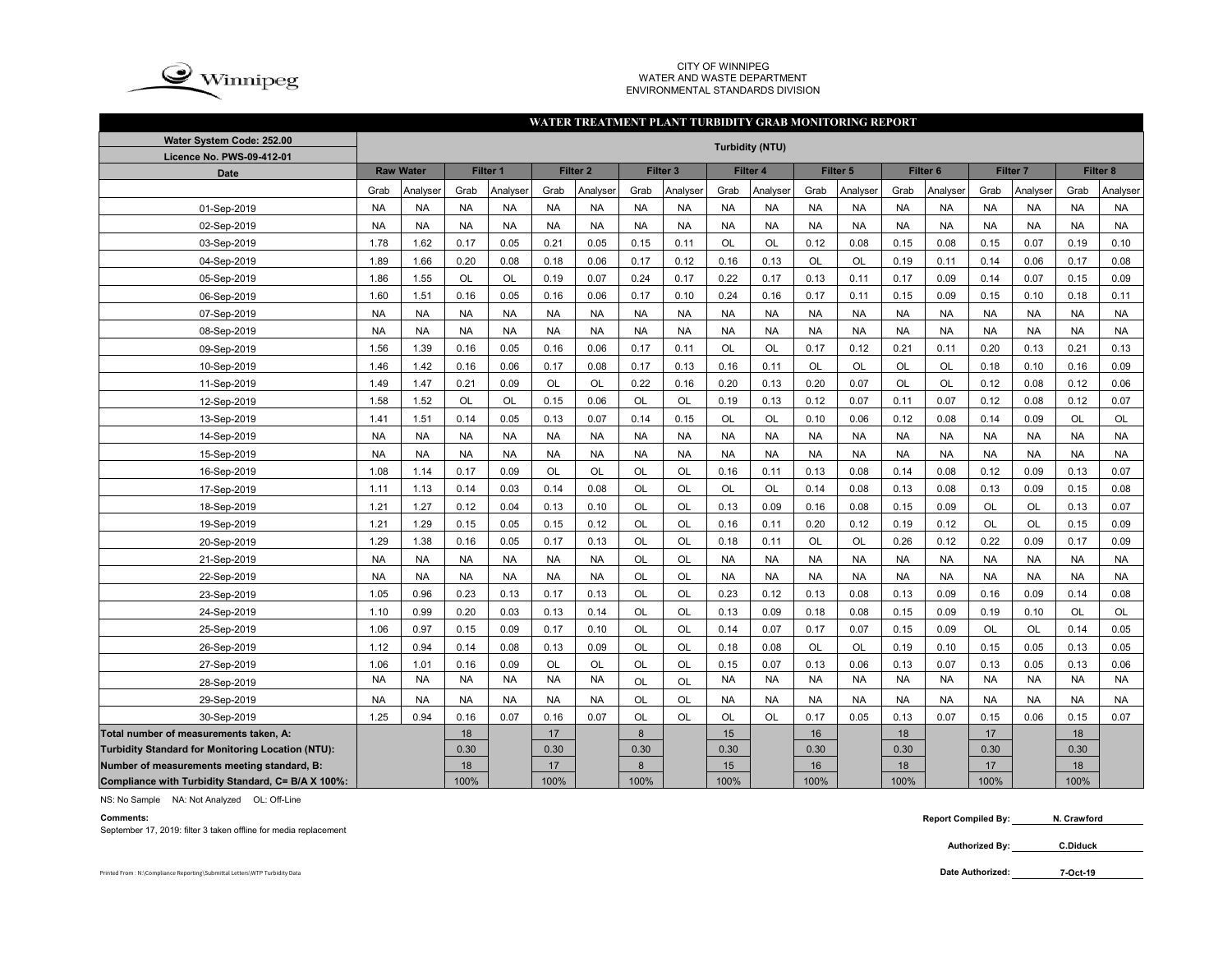CITY OF WINNIPEG
WATER AND WASTE DEPARTMENT
ENVIRONMENTAL STANDARDS DIVISION

## WATER TREATMENT PLANT TURBIDITY GRAB MONITORING REPORT

| Water System Code: 252.00 | Turbidity (NTU) | | | | | | | | | | | | | | | | | |
|---|---|---|---|---|---|---|---|---|---|---|---|---|---|---|---|---|---|---|
| Licence No. PWS-09-412-01 | | | | | | | | | | | | | | | | | | |
| Date | Raw Water | | Filter 1 | | Filter 2 | | Filter 3 | | Filter 4 | | Filter 5 | | Filter 6 | | Filter 7 | | Filter 8 | |
| | Grab | Analyser | Grab | Analyser | Grab | Analyser | Grab | Analyser | Grab | Analyser | Grab | Analyser | Grab | Analyser | Grab | Analyser | Grab | Analyser |
| 01-Sep-2019 | NA | NA | NA | NA | NA | NA | NA | NA | NA | NA | NA | NA | NA | NA | NA | NA | NA | NA |
| 02-Sep-2019 | NA | NA | NA | NA | NA | NA | NA | NA | NA | NA | NA | NA | NA | NA | NA | NA | NA | NA |
| 03-Sep-2019 | 1.78 | 1.62 | 0.17 | 0.05 | 0.21 | 0.05 | 0.15 | 0.11 | OL | OL | 0.12 | 0.08 | 0.15 | 0.08 | 0.15 | 0.07 | 0.19 | 0.10 |
| 04-Sep-2019 | 1.89 | 1.66 | 0.20 | 0.08 | 0.18 | 0.06 | 0.17 | 0.12 | 0.16 | 0.13 | OL | OL | 0.19 | 0.11 | 0.14 | 0.06 | 0.17 | 0.08 |
| 05-Sep-2019 | 1.86 | 1.55 | OL | OL | 0.19 | 0.07 | 0.24 | 0.17 | 0.22 | 0.17 | 0.13 | 0.11 | 0.17 | 0.09 | 0.14 | 0.07 | 0.15 | 0.09 |
| 06-Sep-2019 | 1.60 | 1.51 | 0.16 | 0.05 | 0.16 | 0.06 | 0.17 | 0.10 | 0.24 | 0.16 | 0.17 | 0.11 | 0.15 | 0.09 | 0.15 | 0.10 | 0.18 | 0.11 |
| 07-Sep-2019 | NA | NA | NA | NA | NA | NA | NA | NA | NA | NA | NA | NA | NA | NA | NA | NA | NA | NA |
| 08-Sep-2019 | NA | NA | NA | NA | NA | NA | NA | NA | NA | NA | NA | NA | NA | NA | NA | NA | NA | NA |
| 09-Sep-2019 | 1.56 | 1.39 | 0.16 | 0.05 | 0.16 | 0.06 | 0.17 | 0.11 | OL | OL | 0.17 | 0.12 | 0.21 | 0.11 | 0.20 | 0.13 | 0.21 | 0.13 |
| 10-Sep-2019 | 1.46 | 1.42 | 0.16 | 0.06 | 0.17 | 0.08 | 0.17 | 0.13 | 0.16 | 0.11 | OL | OL | OL | OL | 0.18 | 0.10 | 0.16 | 0.09 |
| 11-Sep-2019 | 1.49 | 1.47 | 0.21 | 0.09 | OL | OL | 0.22 | 0.16 | 0.20 | 0.13 | 0.20 | 0.07 | OL | OL | 0.12 | 0.08 | 0.12 | 0.06 |
| 12-Sep-2019 | 1.58 | 1.52 | OL | OL | 0.15 | 0.06 | OL | OL | 0.19 | 0.13 | 0.12 | 0.07 | 0.11 | 0.07 | 0.12 | 0.08 | 0.12 | 0.07 |
| 13-Sep-2019 | 1.41 | 1.51 | 0.14 | 0.05 | 0.13 | 0.07 | 0.14 | 0.15 | OL | OL | 0.10 | 0.06 | 0.12 | 0.08 | 0.14 | 0.09 | OL | OL |
| 14-Sep-2019 | NA | NA | NA | NA | NA | NA | NA | NA | NA | NA | NA | NA | NA | NA | NA | NA | NA | NA |
| 15-Sep-2019 | NA | NA | NA | NA | NA | NA | NA | NA | NA | NA | NA | NA | NA | NA | NA | NA | NA | NA |
| 16-Sep-2019 | 1.08 | 1.14 | 0.17 | 0.09 | OL | OL | OL | OL | 0.16 | 0.11 | 0.13 | 0.08 | 0.14 | 0.08 | 0.12 | 0.09 | 0.13 | 0.07 |
| 17-Sep-2019 | 1.11 | 1.13 | 0.14 | 0.03 | 0.14 | 0.08 | OL | OL | OL | OL | 0.14 | 0.08 | 0.13 | 0.08 | 0.13 | 0.09 | 0.15 | 0.08 |
| 18-Sep-2019 | 1.21 | 1.27 | 0.12 | 0.04 | 0.13 | 0.10 | OL | OL | 0.13 | 0.09 | 0.16 | 0.08 | 0.15 | 0.09 | OL | OL | 0.13 | 0.07 |
| 19-Sep-2019 | 1.21 | 1.29 | 0.15 | 0.05 | 0.15 | 0.12 | OL | OL | 0.16 | 0.11 | 0.20 | 0.12 | 0.19 | 0.12 | OL | OL | 0.15 | 0.09 |
| 20-Sep-2019 | 1.29 | 1.38 | 0.16 | 0.05 | 0.17 | 0.13 | OL | OL | 0.18 | 0.11 | OL | OL | 0.26 | 0.12 | 0.22 | 0.09 | 0.17 | 0.09 |
| 21-Sep-2019 | NA | NA | NA | NA | NA | NA | OL | OL | NA | NA | NA | NA | NA | NA | NA | NA | NA | NA |
| 22-Sep-2019 | NA | NA | NA | NA | NA | NA | OL | OL | NA | NA | NA | NA | NA | NA | NA | NA | NA | NA |
| 23-Sep-2019 | 1.05 | 0.96 | 0.23 | 0.13 | 0.17 | 0.13 | OL | OL | 0.23 | 0.12 | 0.13 | 0.08 | 0.13 | 0.09 | 0.16 | 0.09 | 0.14 | 0.08 |
| 24-Sep-2019 | 1.10 | 0.99 | 0.20 | 0.03 | 0.13 | 0.14 | OL | OL | 0.13 | 0.09 | 0.18 | 0.08 | 0.15 | 0.09 | 0.19 | 0.10 | OL | OL |
| 25-Sep-2019 | 1.06 | 0.97 | 0.15 | 0.09 | 0.17 | 0.10 | OL | OL | 0.14 | 0.07 | 0.17 | 0.07 | 0.15 | 0.09 | OL | OL | 0.14 | 0.05 |
| 26-Sep-2019 | 1.12 | 0.94 | 0.14 | 0.08 | 0.13 | 0.09 | OL | OL | 0.18 | 0.08 | OL | OL | 0.19 | 0.10 | 0.15 | 0.05 | 0.13 | 0.05 |
| 27-Sep-2019 | 1.06 | 1.01 | 0.16 | 0.09 | OL | OL | OL | OL | 0.15 | 0.07 | 0.13 | 0.06 | 0.13 | 0.07 | 0.13 | 0.05 | 0.13 | 0.06 |
| 28-Sep-2019 | NA | NA | NA | NA | NA | NA | OL | OL | NA | NA | NA | NA | NA | NA | NA | NA | NA | NA |
| 29-Sep-2019 | NA | NA | NA | NA | NA | NA | OL | OL | NA | NA | NA | NA | NA | NA | NA | NA | NA | NA |
| 30-Sep-2019 | 1.25 | 0.94 | 0.16 | 0.07 | 0.16 | 0.07 | OL | OL | OL | OL | 0.17 | 0.05 | 0.13 | 0.07 | 0.15 | 0.06 | 0.15 | 0.07 |
| Total number of measurements taken, A: | | | 18 | | 17 | | 8 | | 15 | | 16 | | 18 | | 17 | | 18 | |
| Turbidity Standard for Monitoring Location (NTU): | | | 0.30 | | 0.30 | | 0.30 | | 0.30 | | 0.30 | | 0.30 | | 0.30 | | 0.30 | |
| Number of measurements meeting standard, B: | | | 18 | | 17 | | 8 | | 15 | | 16 | | 18 | | 17 | | 18 | |
| Compliance with Turbidity Standard, C= B/A X 100%: | | | 100% | | 100% | | 100% | | 100% | | 100% | | 100% | | 100% | | 100% | |

NS: No Sample NA: Not Analyzed OL: Off-Line

**Comments:**
September 17, 2019: filter 3 taken offline for media replacement

**Report Compiled By:** N. Crawford

**Authorized By:** C.Diduck

**Date Authorized:** 7-Oct-19

Printed From : N:\Compliance Reporting\Submittal Letters\WTP Turbidity Data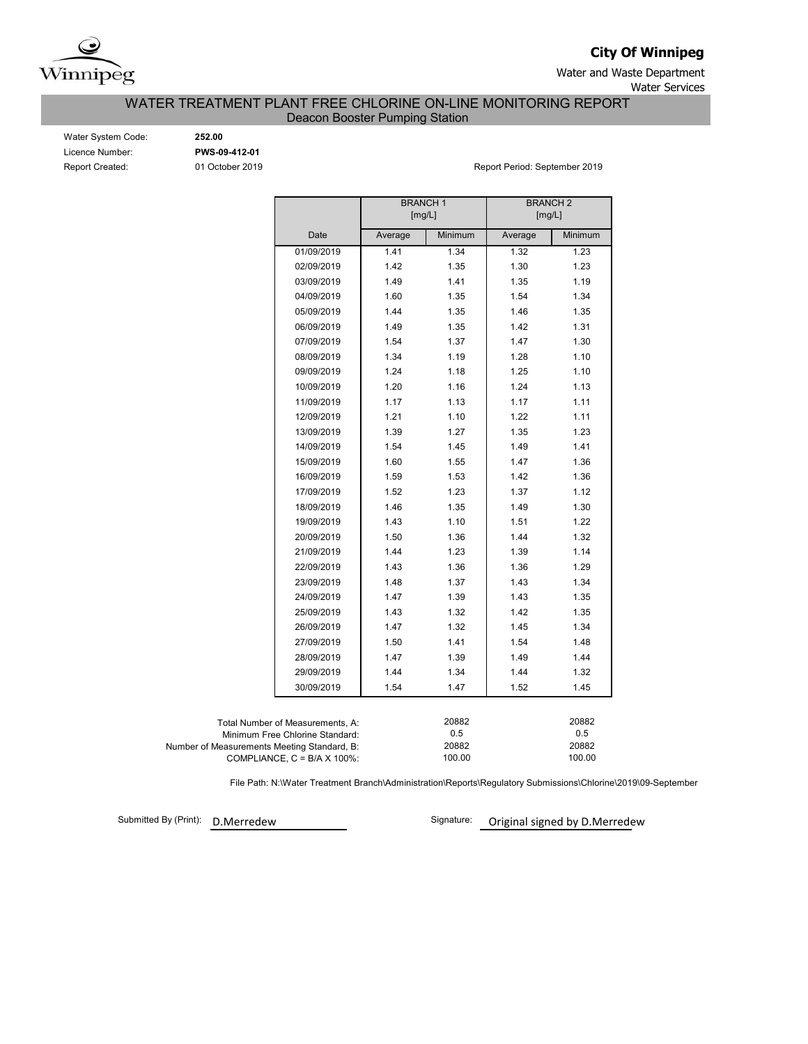**City Of Winnipeg**

Water and Waste Department
Water Services

# WATER TREATMENT PLANT FREE CHLORINE ON-LINE MONITORING REPORT

## Deacon Booster Pumping Station

Water System Code: **252.00**
Licence Number: **PWS-09-412-01**
Report Created: 01 October 2019

Report Period: September 2019

| | BRANCH 1 [mg/L] | | BRANCH 2 [mg/L] | |
|---|---|---|---|---|
| Date | Average | Minimum | Average | Minimum |
| 01/09/2019 | 1.41 | 1.34 | 1.32 | 1.23 |
| 02/09/2019 | 1.42 | 1.35 | 1.30 | 1.23 |
| 03/09/2019 | 1.49 | 1.41 | 1.35 | 1.19 |
| 04/09/2019 | 1.60 | 1.35 | 1.54 | 1.34 |
| 05/09/2019 | 1.44 | 1.35 | 1.46 | 1.35 |
| 06/09/2019 | 1.49 | 1.35 | 1.42 | 1.31 |
| 07/09/2019 | 1.54 | 1.37 | 1.47 | 1.30 |
| 08/09/2019 | 1.34 | 1.19 | 1.28 | 1.10 |
| 09/09/2019 | 1.24 | 1.18 | 1.25 | 1.10 |
| 10/09/2019 | 1.20 | 1.16 | 1.24 | 1.13 |
| 11/09/2019 | 1.17 | 1.13 | 1.17 | 1.11 |
| 12/09/2019 | 1.21 | 1.10 | 1.22 | 1.11 |
| 13/09/2019 | 1.39 | 1.27 | 1.35 | 1.23 |
| 14/09/2019 | 1.54 | 1.45 | 1.49 | 1.41 |
| 15/09/2019 | 1.60 | 1.55 | 1.47 | 1.36 |
| 16/09/2019 | 1.59 | 1.53 | 1.42 | 1.36 |
| 17/09/2019 | 1.52 | 1.23 | 1.37 | 1.12 |
| 18/09/2019 | 1.46 | 1.35 | 1.49 | 1.30 |
| 19/09/2019 | 1.43 | 1.10 | 1.51 | 1.22 |
| 20/09/2019 | 1.50 | 1.36 | 1.44 | 1.32 |
| 21/09/2019 | 1.44 | 1.23 | 1.39 | 1.14 |
| 22/09/2019 | 1.43 | 1.36 | 1.36 | 1.29 |
| 23/09/2019 | 1.48 | 1.37 | 1.43 | 1.34 |
| 24/09/2019 | 1.47 | 1.39 | 1.43 | 1.35 |
| 25/09/2019 | 1.43 | 1.32 | 1.42 | 1.35 |
| 26/09/2019 | 1.47 | 1.32 | 1.45 | 1.34 |
| 27/09/2019 | 1.50 | 1.41 | 1.54 | 1.48 |
| 28/09/2019 | 1.47 | 1.39 | 1.49 | 1.44 |
| 29/09/2019 | 1.44 | 1.34 | 1.44 | 1.32 |
| 30/09/2019 | 1.54 | 1.47 | 1.52 | 1.45 |

| | Branch 1 | Branch 2 |
|---|---|---|
| Total Number of Measurements, A: | 20882 | 20882 |
| Minimum Free Chlorine Standard: | 0.5 | 0.5 |
| Number of Measurements Meeting Standard, B: | 20882 | 20882 |
| COMPLIANCE, C = B/A X 100%: | 100.00 | 100.00 |

File Path: N:\Water Treatment Branch\Administration\Reports\Regulatory Submissions\Chlorine\2019\09-September

Submitted By (Print): D.Merredew

Signature: Original signed by D.Merredew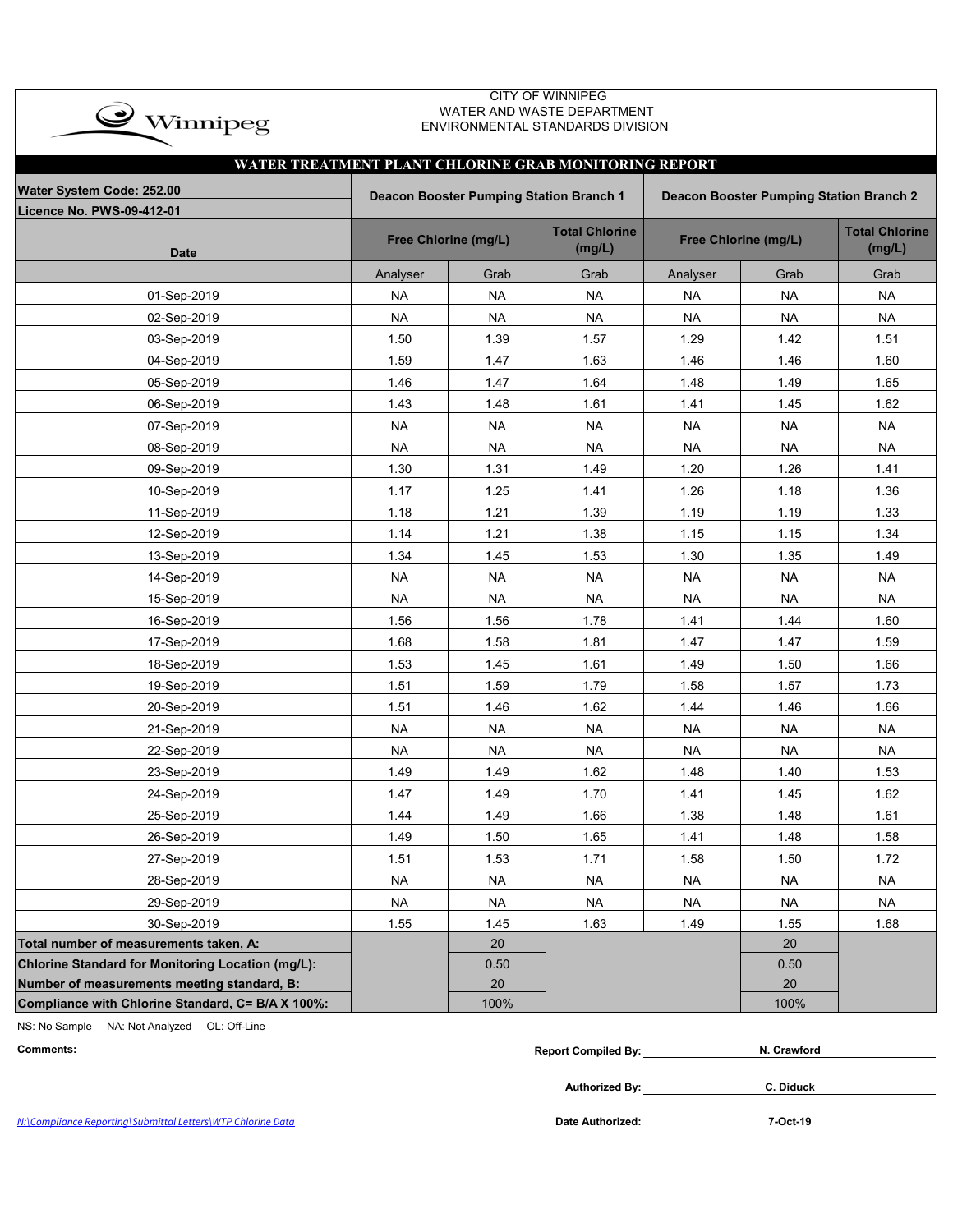Winnipeg

CITY OF WINNIPEG
WATER AND WASTE DEPARTMENT
ENVIRONMENTAL STANDARDS DIVISION

## WATER TREATMENT PLANT CHLORINE GRAB MONITORING REPORT

**Water System Code: 252.00**
**Licence No. PWS-09-412-01**

| Date | Deacon Booster Pumping Station Branch 1 | | | Deacon Booster Pumping Station Branch 2 | | |
|---|---|---|---|---|---|---|
| | Free Chlorine (mg/L) | | Total Chlorine (mg/L) | Free Chlorine (mg/L) | | Total Chlorine (mg/L) |
| | Analyser | Grab | Grab | Analyser | Grab | Grab |
| 01-Sep-2019 | NA | NA | NA | NA | NA | NA |
| 02-Sep-2019 | NA | NA | NA | NA | NA | NA |
| 03-Sep-2019 | 1.50 | 1.39 | 1.57 | 1.29 | 1.42 | 1.51 |
| 04-Sep-2019 | 1.59 | 1.47 | 1.63 | 1.46 | 1.46 | 1.60 |
| 05-Sep-2019 | 1.46 | 1.47 | 1.64 | 1.48 | 1.49 | 1.65 |
| 06-Sep-2019 | 1.43 | 1.48 | 1.61 | 1.41 | 1.45 | 1.62 |
| 07-Sep-2019 | NA | NA | NA | NA | NA | NA |
| 08-Sep-2019 | NA | NA | NA | NA | NA | NA |
| 09-Sep-2019 | 1.30 | 1.31 | 1.49 | 1.20 | 1.26 | 1.41 |
| 10-Sep-2019 | 1.17 | 1.25 | 1.41 | 1.26 | 1.18 | 1.36 |
| 11-Sep-2019 | 1.18 | 1.21 | 1.39 | 1.19 | 1.19 | 1.33 |
| 12-Sep-2019 | 1.14 | 1.21 | 1.38 | 1.15 | 1.15 | 1.34 |
| 13-Sep-2019 | 1.34 | 1.45 | 1.53 | 1.30 | 1.35 | 1.49 |
| 14-Sep-2019 | NA | NA | NA | NA | NA | NA |
| 15-Sep-2019 | NA | NA | NA | NA | NA | NA |
| 16-Sep-2019 | 1.56 | 1.56 | 1.78 | 1.41 | 1.44 | 1.60 |
| 17-Sep-2019 | 1.68 | 1.58 | 1.81 | 1.47 | 1.47 | 1.59 |
| 18-Sep-2019 | 1.53 | 1.45 | 1.61 | 1.49 | 1.50 | 1.66 |
| 19-Sep-2019 | 1.51 | 1.59 | 1.79 | 1.58 | 1.57 | 1.73 |
| 20-Sep-2019 | 1.51 | 1.46 | 1.62 | 1.44 | 1.46 | 1.66 |
| 21-Sep-2019 | NA | NA | NA | NA | NA | NA |
| 22-Sep-2019 | NA | NA | NA | NA | NA | NA |
| 23-Sep-2019 | 1.49 | 1.49 | 1.62 | 1.48 | 1.40 | 1.53 |
| 24-Sep-2019 | 1.47 | 1.49 | 1.70 | 1.41 | 1.45 | 1.62 |
| 25-Sep-2019 | 1.44 | 1.49 | 1.66 | 1.38 | 1.48 | 1.61 |
| 26-Sep-2019 | 1.49 | 1.50 | 1.65 | 1.41 | 1.48 | 1.58 |
| 27-Sep-2019 | 1.51 | 1.53 | 1.71 | 1.58 | 1.50 | 1.72 |
| 28-Sep-2019 | NA | NA | NA | NA | NA | NA |
| 29-Sep-2019 | NA | NA | NA | NA | NA | NA |
| 30-Sep-2019 | 1.55 | 1.45 | 1.63 | 1.49 | 1.55 | 1.68 |
| **Total number of measurements taken, A:** | | 20 | | | 20 | |
| **Chlorine Standard for Monitoring Location (mg/L):** | | 0.50 | | | 0.50 | |
| **Number of measurements meeting standard, B:** | | 20 | | | 20 | |
| **Compliance with Chlorine Standard, C= B/A X 100%:** | | 100% | | | 100% | |

NS: No Sample NA: Not Analyzed OL: Off-Line

**Comments:**

**Report Compiled By:** N. Crawford

**Authorized By:** C. Diduck

**Date Authorized:** 7-Oct-19

N:\Compliance Reporting\Submittal Letters\WTP Chlorine Data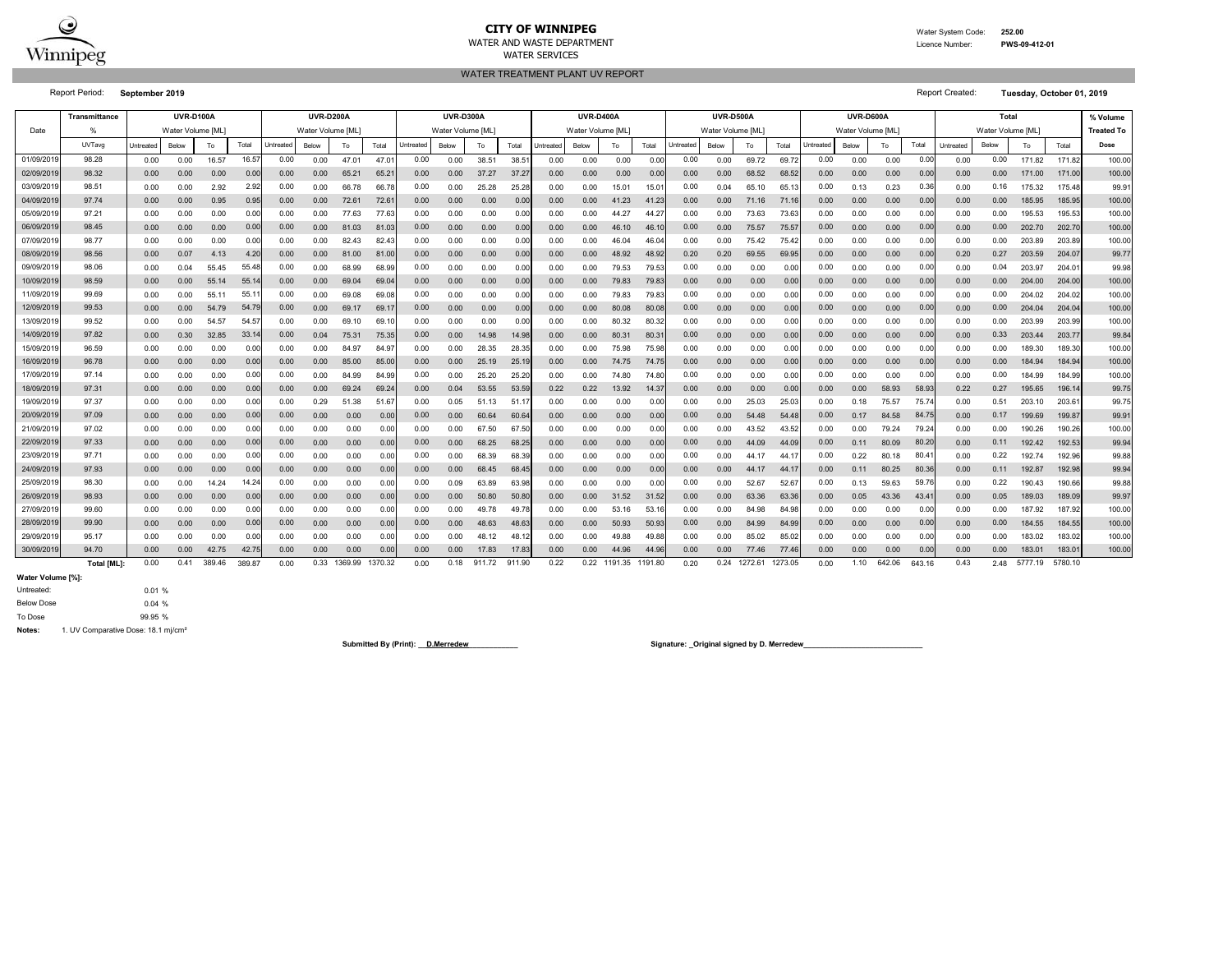# CITY OF WINNIPEG

WATER AND WASTE DEPARTMENT
WATER SERVICES

Water System Code: **252.00**
Licence Number: **PWS-09-412-01**

## WATER TREATMENT PLANT UV REPORT

Report Period: **September 2019**

Report Created: **Tuesday, October 01, 2019**

| Date | Transmittance | UVR-D100A | | | | UVR-D200A | | | | UVR-D300A | | | | UVR-D400A | | | | UVR-D500A | | | | UVR-D600A | | | | Total | | | | % Volume |
|---|---|---|---|---|---|---|---|---|---|---|---|---|---|---|---|---|---|---|---|---|---|---|---|---|---|---|---|---|---|---|
| | % | Water Volume [ML] | | | | Water Volume [ML] | | | | Water Volume [ML] | | | | Water Volume [ML] | | | | Water Volume [ML] | | | | Water Volume [ML] | | | | Water Volume [ML] | | | | Treated To |
| | UVTavg | Untreated | Below | To | Total | Untreated | Below | To | Total | Untreated | Below | To | Total | Untreated | Below | To | Total | Untreated | Below | To | Total | Untreated | Below | To | Total | Untreated | Below | To | Total | Dose |
| 01/09/2019 | 98.28 | 0.00 | 0.00 | 16.57 | 16.57 | 0.00 | 0.00 | 47.01 | 47.01 | 0.00 | 0.00 | 38.51 | 38.51 | 0.00 | 0.00 | 0.00 | 0.00 | 0.00 | 0.00 | 69.72 | 69.72 | 0.00 | 0.00 | 0.00 | 0.00 | 0.00 | 0.00 | 171.82 | 171.82 | 100.00 |
| 02/09/2019 | 98.32 | 0.00 | 0.00 | 0.00 | 0.00 | 0.00 | 0.00 | 65.21 | 65.21 | 0.00 | 0.00 | 37.27 | 37.27 | 0.00 | 0.00 | 0.00 | 0.00 | 0.00 | 0.00 | 68.52 | 68.52 | 0.00 | 0.00 | 0.00 | 0.00 | 0.00 | 0.00 | 171.00 | 171.00 | 100.00 |
| 03/09/2019 | 98.51 | 0.00 | 0.00 | 2.92 | 2.92 | 0.00 | 0.00 | 66.78 | 66.78 | 0.00 | 0.00 | 25.28 | 25.28 | 0.00 | 0.00 | 15.01 | 15.01 | 0.00 | 0.04 | 65.10 | 65.13 | 0.00 | 0.13 | 0.23 | 0.36 | 0.00 | 0.16 | 175.32 | 175.48 | 99.91 |
| 04/09/2019 | 97.74 | 0.00 | 0.00 | 0.95 | 0.95 | 0.00 | 0.00 | 72.61 | 72.61 | 0.00 | 0.00 | 0.00 | 0.00 | 0.00 | 0.00 | 41.23 | 41.23 | 0.00 | 0.00 | 71.16 | 71.16 | 0.00 | 0.00 | 0.00 | 0.00 | 0.00 | 0.00 | 185.95 | 185.95 | 100.00 |
| 05/09/2019 | 97.21 | 0.00 | 0.00 | 0.00 | 0.00 | 0.00 | 0.00 | 77.63 | 77.63 | 0.00 | 0.00 | 0.00 | 0.00 | 0.00 | 0.00 | 44.27 | 44.27 | 0.00 | 0.00 | 73.63 | 73.63 | 0.00 | 0.00 | 0.00 | 0.00 | 0.00 | 0.00 | 195.53 | 195.53 | 100.00 |
| 06/09/2019 | 98.45 | 0.00 | 0.00 | 0.00 | 0.00 | 0.00 | 0.00 | 81.03 | 81.03 | 0.00 | 0.00 | 0.00 | 0.00 | 0.00 | 0.00 | 46.10 | 46.10 | 0.00 | 0.00 | 75.57 | 75.57 | 0.00 | 0.00 | 0.00 | 0.00 | 0.00 | 0.00 | 202.70 | 202.70 | 100.00 |
| 07/09/2019 | 98.77 | 0.00 | 0.00 | 0.00 | 0.00 | 0.00 | 0.00 | 82.43 | 82.43 | 0.00 | 0.00 | 0.00 | 0.00 | 0.00 | 0.00 | 46.04 | 46.04 | 0.00 | 0.00 | 75.42 | 75.42 | 0.00 | 0.00 | 0.00 | 0.00 | 0.00 | 0.00 | 203.89 | 203.89 | 100.00 |
| 08/09/2019 | 98.56 | 0.00 | 0.07 | 4.13 | 4.20 | 0.00 | 0.00 | 81.00 | 81.00 | 0.00 | 0.00 | 0.00 | 0.00 | 0.00 | 0.00 | 48.92 | 48.92 | 0.20 | 0.20 | 69.55 | 69.95 | 0.00 | 0.00 | 0.00 | 0.00 | 0.20 | 0.27 | 203.59 | 204.07 | 99.77 |
| 09/09/2019 | 98.06 | 0.00 | 0.04 | 55.45 | 55.48 | 0.00 | 0.00 | 68.99 | 68.99 | 0.00 | 0.00 | 0.00 | 0.00 | 0.00 | 0.00 | 79.53 | 79.53 | 0.00 | 0.00 | 0.00 | 0.00 | 0.00 | 0.00 | 0.00 | 0.00 | 0.00 | 0.04 | 203.97 | 204.01 | 99.98 |
| 10/09/2019 | 98.59 | 0.00 | 0.00 | 55.14 | 55.14 | 0.00 | 0.00 | 69.04 | 69.04 | 0.00 | 0.00 | 0.00 | 0.00 | 0.00 | 0.00 | 79.83 | 79.83 | 0.00 | 0.00 | 0.00 | 0.00 | 0.00 | 0.00 | 0.00 | 0.00 | 0.00 | 0.00 | 204.00 | 204.00 | 100.00 |
| 11/09/2019 | 99.69 | 0.00 | 0.00 | 55.11 | 55.11 | 0.00 | 0.00 | 69.08 | 69.08 | 0.00 | 0.00 | 0.00 | 0.00 | 0.00 | 0.00 | 79.83 | 79.83 | 0.00 | 0.00 | 0.00 | 0.00 | 0.00 | 0.00 | 0.00 | 0.00 | 0.00 | 0.00 | 204.02 | 204.02 | 100.00 |
| 12/09/2019 | 99.53 | 0.00 | 0.00 | 54.79 | 54.79 | 0.00 | 0.00 | 69.17 | 69.17 | 0.00 | 0.00 | 0.00 | 0.00 | 0.00 | 0.00 | 80.08 | 80.08 | 0.00 | 0.00 | 0.00 | 0.00 | 0.00 | 0.00 | 0.00 | 0.00 | 0.00 | 0.00 | 204.04 | 204.04 | 100.00 |
| 13/09/2019 | 99.52 | 0.00 | 0.00 | 54.57 | 54.57 | 0.00 | 0.00 | 69.10 | 69.10 | 0.00 | 0.00 | 0.00 | 0.00 | 0.00 | 0.00 | 80.32 | 80.32 | 0.00 | 0.00 | 0.00 | 0.00 | 0.00 | 0.00 | 0.00 | 0.00 | 0.00 | 0.00 | 203.99 | 203.99 | 100.00 |
| 14/09/2019 | 97.82 | 0.00 | 0.30 | 32.85 | 33.14 | 0.00 | 0.04 | 75.31 | 75.35 | 0.00 | 0.00 | 14.98 | 14.98 | 0.00 | 0.00 | 80.31 | 80.31 | 0.00 | 0.00 | 0.00 | 0.00 | 0.00 | 0.00 | 0.00 | 0.00 | 0.00 | 0.33 | 203.44 | 203.77 | 99.84 |
| 15/09/2019 | 96.59 | 0.00 | 0.00 | 0.00 | 0.00 | 0.00 | 0.00 | 84.97 | 84.97 | 0.00 | 0.00 | 28.35 | 28.35 | 0.00 | 0.00 | 75.98 | 75.98 | 0.00 | 0.00 | 0.00 | 0.00 | 0.00 | 0.00 | 0.00 | 0.00 | 0.00 | 0.00 | 189.30 | 189.30 | 100.00 |
| 16/09/2019 | 96.78 | 0.00 | 0.00 | 0.00 | 0.00 | 0.00 | 0.00 | 85.00 | 85.00 | 0.00 | 0.00 | 25.19 | 25.19 | 0.00 | 0.00 | 74.75 | 74.75 | 0.00 | 0.00 | 0.00 | 0.00 | 0.00 | 0.00 | 0.00 | 0.00 | 0.00 | 0.00 | 184.94 | 184.94 | 100.00 |
| 17/09/2019 | 97.14 | 0.00 | 0.00 | 0.00 | 0.00 | 0.00 | 0.00 | 84.99 | 84.99 | 0.00 | 0.00 | 25.20 | 25.20 | 0.00 | 0.00 | 74.80 | 74.80 | 0.00 | 0.00 | 0.00 | 0.00 | 0.00 | 0.00 | 0.00 | 0.00 | 0.00 | 0.00 | 184.99 | 184.99 | 100.00 |
| 18/09/2019 | 97.31 | 0.00 | 0.00 | 0.00 | 0.00 | 0.00 | 0.00 | 69.24 | 69.24 | 0.00 | 0.04 | 53.55 | 53.59 | 0.22 | 0.22 | 13.92 | 14.37 | 0.00 | 0.00 | 0.00 | 0.00 | 0.00 | 0.00 | 58.93 | 58.93 | 0.22 | 0.27 | 195.65 | 196.14 | 99.75 |
| 19/09/2019 | 97.37 | 0.00 | 0.00 | 0.00 | 0.00 | 0.00 | 0.29 | 51.38 | 51.67 | 0.00 | 0.05 | 51.13 | 51.17 | 0.00 | 0.00 | 0.00 | 0.00 | 0.00 | 0.00 | 25.03 | 25.03 | 0.00 | 0.18 | 75.57 | 75.74 | 0.00 | 0.51 | 203.10 | 203.61 | 99.75 |
| 20/09/2019 | 97.09 | 0.00 | 0.00 | 0.00 | 0.00 | 0.00 | 0.00 | 0.00 | 0.00 | 0.00 | 0.00 | 60.64 | 60.64 | 0.00 | 0.00 | 0.00 | 0.00 | 0.00 | 0.00 | 54.48 | 54.48 | 0.00 | 0.17 | 84.58 | 84.75 | 0.00 | 0.17 | 199.69 | 199.87 | 99.91 |
| 21/09/2019 | 97.02 | 0.00 | 0.00 | 0.00 | 0.00 | 0.00 | 0.00 | 0.00 | 0.00 | 0.00 | 0.00 | 67.50 | 67.50 | 0.00 | 0.00 | 0.00 | 0.00 | 0.00 | 0.00 | 43.52 | 43.52 | 0.00 | 0.00 | 79.24 | 79.24 | 0.00 | 0.00 | 190.26 | 190.26 | 100.00 |
| 22/09/2019 | 97.33 | 0.00 | 0.00 | 0.00 | 0.00 | 0.00 | 0.00 | 0.00 | 0.00 | 0.00 | 0.00 | 68.25 | 68.25 | 0.00 | 0.00 | 0.00 | 0.00 | 0.00 | 0.00 | 44.09 | 44.09 | 0.00 | 0.11 | 80.09 | 80.20 | 0.00 | 0.11 | 192.42 | 192.53 | 99.94 |
| 23/09/2019 | 97.71 | 0.00 | 0.00 | 0.00 | 0.00 | 0.00 | 0.00 | 0.00 | 0.00 | 0.00 | 0.00 | 68.39 | 68.39 | 0.00 | 0.00 | 0.00 | 0.00 | 0.00 | 0.00 | 44.17 | 44.17 | 0.00 | 0.22 | 80.18 | 80.41 | 0.00 | 0.22 | 192.74 | 192.96 | 99.88 |
| 24/09/2019 | 97.93 | 0.00 | 0.00 | 0.00 | 0.00 | 0.00 | 0.00 | 0.00 | 0.00 | 0.00 | 0.00 | 68.45 | 68.45 | 0.00 | 0.00 | 0.00 | 0.00 | 0.00 | 0.00 | 44.17 | 44.17 | 0.00 | 0.11 | 80.25 | 80.36 | 0.00 | 0.11 | 192.87 | 192.98 | 99.94 |
| 25/09/2019 | 98.30 | 0.00 | 0.00 | 14.24 | 14.24 | 0.00 | 0.00 | 0.00 | 0.00 | 0.00 | 0.09 | 63.89 | 63.98 | 0.00 | 0.00 | 0.00 | 0.00 | 0.00 | 0.00 | 52.67 | 52.67 | 0.00 | 0.13 | 59.63 | 59.76 | 0.00 | 0.22 | 190.43 | 190.66 | 99.88 |
| 26/09/2019 | 98.93 | 0.00 | 0.00 | 0.00 | 0.00 | 0.00 | 0.00 | 0.00 | 0.00 | 0.00 | 0.00 | 50.80 | 50.80 | 0.00 | 0.00 | 31.52 | 31.52 | 0.00 | 0.00 | 63.36 | 63.36 | 0.00 | 0.05 | 43.36 | 43.41 | 0.00 | 0.05 | 189.03 | 189.09 | 99.97 |
| 27/09/2019 | 99.60 | 0.00 | 0.00 | 0.00 | 0.00 | 0.00 | 0.00 | 0.00 | 0.00 | 0.00 | 0.00 | 49.78 | 49.78 | 0.00 | 0.00 | 53.16 | 53.16 | 0.00 | 0.00 | 84.98 | 84.98 | 0.00 | 0.00 | 0.00 | 0.00 | 0.00 | 0.00 | 187.92 | 187.92 | 100.00 |
| 28/09/2019 | 99.90 | 0.00 | 0.00 | 0.00 | 0.00 | 0.00 | 0.00 | 0.00 | 0.00 | 0.00 | 0.00 | 48.63 | 48.63 | 0.00 | 0.00 | 50.93 | 50.93 | 0.00 | 0.00 | 84.99 | 84.99 | 0.00 | 0.00 | 0.00 | 0.00 | 0.00 | 0.00 | 184.55 | 184.55 | 100.00 |
| 29/09/2019 | 95.17 | 0.00 | 0.00 | 0.00 | 0.00 | 0.00 | 0.00 | 0.00 | 0.00 | 0.00 | 0.00 | 48.12 | 48.12 | 0.00 | 0.00 | 49.88 | 49.88 | 0.00 | 0.00 | 85.02 | 85.02 | 0.00 | 0.00 | 0.00 | 0.00 | 0.00 | 0.00 | 183.02 | 183.02 | 100.00 |
| 30/09/2019 | 94.70 | 0.00 | 0.00 | 42.75 | 42.75 | 0.00 | 0.00 | 0.00 | 0.00 | 0.00 | 0.00 | 17.83 | 17.83 | 0.00 | 0.00 | 44.96 | 44.96 | 0.00 | 0.00 | 77.46 | 77.46 | 0.00 | 0.00 | 0.00 | 0.00 | 0.00 | 0.00 | 183.01 | 183.01 | 100.00 |
| | Total [ML]: | 0.00 | 0.41 | 389.46 | 389.87 | 0.00 | 0.33 | 1369.99 | 1370.32 | 0.00 | 0.18 | 911.72 | 911.90 | 0.22 | 0.22 | 1191.35 | 1191.80 | 0.20 | 0.24 | 1272.61 | 1273.05 | 0.00 | 1.10 | 642.06 | 643.16 | 0.43 | 2.48 | 5777.19 | 5780.10 | |

**Water Volume [%]:**

Untreated: 0.01 %

Below Dose 0.04 %

To Dose 99.95 %

**Notes:** 1. UV Comparative Dose: 18.1 mj/cm²

**Submitted By (Print):** __D.Merredew__________

**Signature:** _Original signed by D. Merredew___________________________